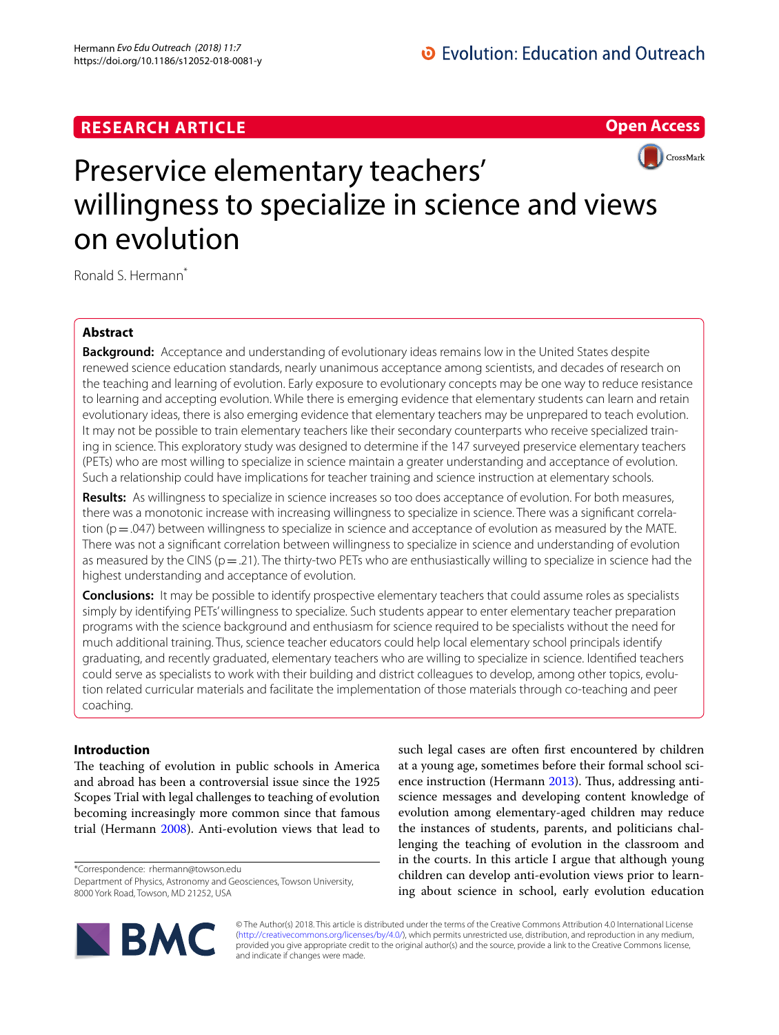RESEARCH ARTICLE

Open Access

# Preservice elementary teachers' willingness to specialize in science and views on evolution

Ronald S. Hermann*

## Abstract

**Background:** Acceptance and understanding of evolutionary ideas remains low in the United States despite renewed science education standards, nearly unanimous acceptance among scientists, and decades of research on the teaching and learning of evolution. Early exposure to evolutionary concepts may be one way to reduce resistance to learning and accepting evolution. While there is emerging evidence that elementary students can learn and retain evolutionary ideas, there is also emerging evidence that elementary teachers may be unprepared to teach evolution. It may not be possible to train elementary teachers like their secondary counterparts who receive specialized training in science. This exploratory study was designed to determine if the 147 surveyed preservice elementary teachers (PETs) who are most willing to specialize in science maintain a greater understanding and acceptance of evolution. Such a relationship could have implications for teacher training and science instruction at elementary schools.

**Results:** As willingness to specialize in science increases so too does acceptance of evolution. For both measures, there was a monotonic increase with increasing willingness to specialize in science. There was a significant correlation ($p = .047$) between willingness to specialize in science and acceptance of evolution as measured by the MATE. There was not a significant correlation between willingness to specialize in science and understanding of evolution as measured by the CINS ($p = .21$). The thirty-two PETs who are enthusiastically willing to specialize in science had the highest understanding and acceptance of evolution.

**Conclusions:** It may be possible to identify prospective elementary teachers that could assume roles as specialists simply by identifying PETs' willingness to specialize. Such students appear to enter elementary teacher preparation programs with the science background and enthusiasm for science required to be specialists without the need for much additional training. Thus, science teacher educators could help local elementary school principals identify graduating, and recently graduated, elementary teachers who are willing to specialize in science. Identified teachers could serve as specialists to work with their building and district colleagues to develop, among other topics, evolution related curricular materials and facilitate the implementation of those materials through co-teaching and peer coaching.

## Introduction

The teaching of evolution in public schools in America and abroad has been a controversial issue since the 1925 Scopes Trial with legal challenges to teaching of evolution becoming increasingly more common since that famous trial (Hermann 2008). Anti-evolution views that lead to such legal cases are often first encountered by children at a young age, sometimes before their formal school science instruction (Hermann 2013). Thus, addressing anti-science messages and developing content knowledge of evolution among elementary-aged children may reduce the instances of students, parents, and politicians challenging the teaching of evolution in the classroom and in the courts. In this article I argue that although young children can develop anti-evolution views prior to learning about science in school, early evolution education

*Correspondence: rhermann@towson.edu
Department of Physics, Astronomy and Geosciences, Towson University, 8000 York Road, Towson, MD 21252, USA

© The Author(s) 2018. This article is distributed under the terms of the Creative Commons Attribution 4.0 International License (http://creativecommons.org/licenses/by/4.0/), which permits unrestricted use, distribution, and reproduction in any medium, provided you give appropriate credit to the original author(s) and the source, provide a link to the Creative Commons license, and indicate if changes were made.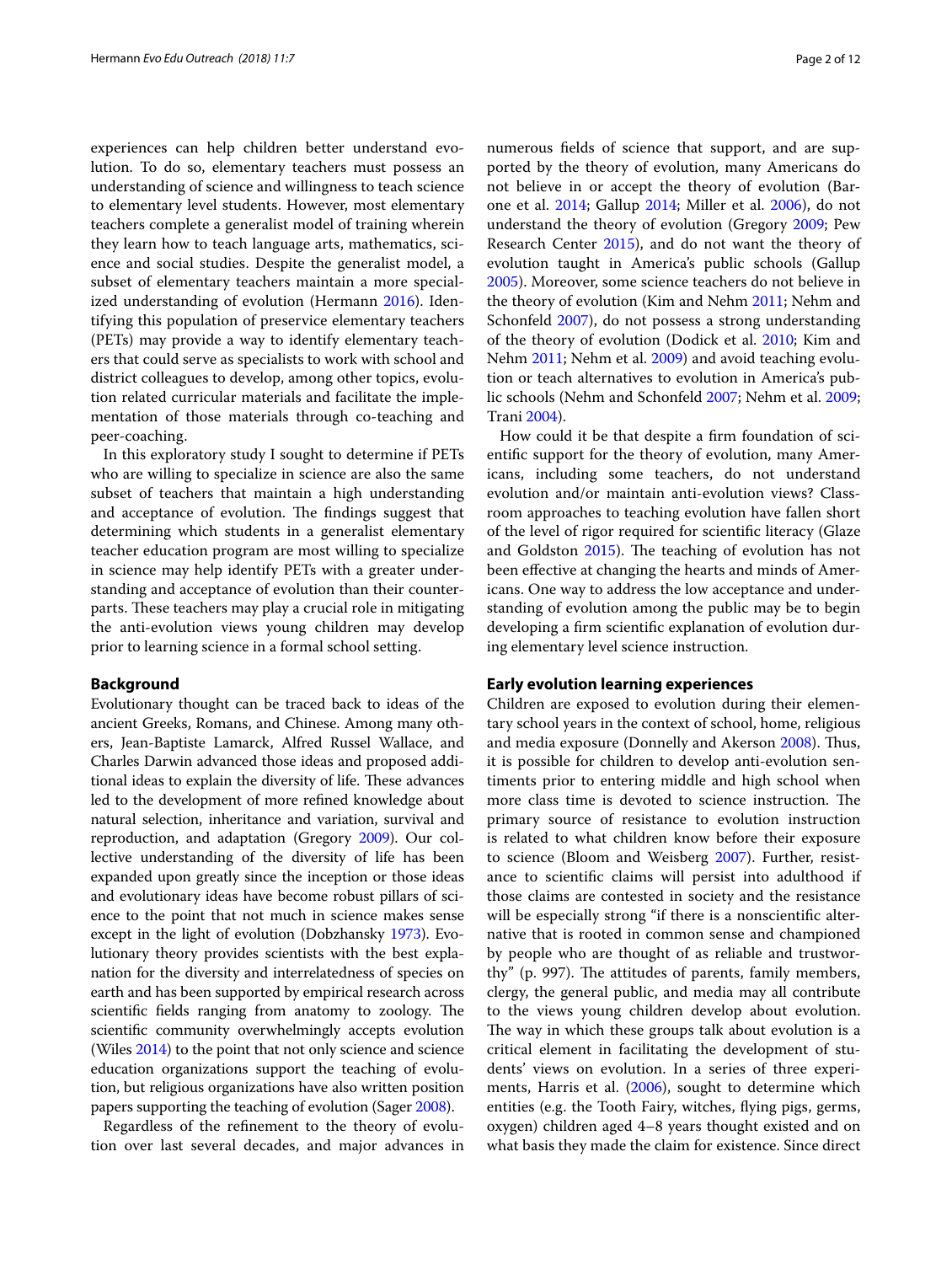experiences can help children better understand evolution. To do so, elementary teachers must possess an understanding of science and willingness to teach science to elementary level students. However, most elementary teachers complete a generalist model of training wherein they learn how to teach language arts, mathematics, science and social studies. Despite the generalist model, a subset of elementary teachers maintain a more specialized understanding of evolution (Hermann 2016). Identifying this population of preservice elementary teachers (PETs) may provide a way to identify elementary teachers that could serve as specialists to work with school and district colleagues to develop, among other topics, evolution related curricular materials and facilitate the implementation of those materials through co-teaching and peer-coaching.

In this exploratory study I sought to determine if PETs who are willing to specialize in science are also the same subset of teachers that maintain a high understanding and acceptance of evolution. The findings suggest that determining which students in a generalist elementary teacher education program are most willing to specialize in science may help identify PETs with a greater understanding and acceptance of evolution than their counterparts. These teachers may play a crucial role in mitigating the anti-evolution views young children may develop prior to learning science in a formal school setting.

## Background

Evolutionary thought can be traced back to ideas of the ancient Greeks, Romans, and Chinese. Among many others, Jean-Baptiste Lamarck, Alfred Russel Wallace, and Charles Darwin advanced those ideas and proposed additional ideas to explain the diversity of life. These advances led to the development of more refined knowledge about natural selection, inheritance and variation, survival and reproduction, and adaptation (Gregory 2009). Our collective understanding of the diversity of life has been expanded upon greatly since the inception or those ideas and evolutionary ideas have become robust pillars of science to the point that not much in science makes sense except in the light of evolution (Dobzhansky 1973). Evolutionary theory provides scientists with the best explanation for the diversity and interrelatedness of species on earth and has been supported by empirical research across scientific fields ranging from anatomy to zoology. The scientific community overwhelmingly accepts evolution (Wiles 2014) to the point that not only science and science education organizations support the teaching of evolution, but religious organizations have also written position papers supporting the teaching of evolution (Sager 2008).

Regardless of the refinement to the theory of evolution over last several decades, and major advances in numerous fields of science that support, and are supported by the theory of evolution, many Americans do not believe in or accept the theory of evolution (Barone et al. 2014; Gallup 2014; Miller et al. 2006), do not understand the theory of evolution (Gregory 2009; Pew Research Center 2015), and do not want the theory of evolution taught in America's public schools (Gallup 2005). Moreover, some science teachers do not believe in the theory of evolution (Kim and Nehm 2011; Nehm and Schonfeld 2007), do not possess a strong understanding of the theory of evolution (Dodick et al. 2010; Kim and Nehm 2011; Nehm et al. 2009) and avoid teaching evolution or teach alternatives to evolution in America's public schools (Nehm and Schonfeld 2007; Nehm et al. 2009; Trani 2004).

How could it be that despite a firm foundation of scientific support for the theory of evolution, many Americans, including some teachers, do not understand evolution and/or maintain anti-evolution views? Classroom approaches to teaching evolution have fallen short of the level of rigor required for scientific literacy (Glaze and Goldston 2015). The teaching of evolution has not been effective at changing the hearts and minds of Americans. One way to address the low acceptance and understanding of evolution among the public may be to begin developing a firm scientific explanation of evolution during elementary level science instruction.

### Early evolution learning experiences

Children are exposed to evolution during their elementary school years in the context of school, home, religious and media exposure (Donnelly and Akerson 2008). Thus, it is possible for children to develop anti-evolution sentiments prior to entering middle and high school when more class time is devoted to science instruction. The primary source of resistance to evolution instruction is related to what children know before their exposure to science (Bloom and Weisberg 2007). Further, resistance to scientific claims will persist into adulthood if those claims are contested in society and the resistance will be especially strong "if there is a nonscientific alternative that is rooted in common sense and championed by people who are thought of as reliable and trustworthy" (p. 997). The attitudes of parents, family members, clergy, the general public, and media may all contribute to the views young children develop about evolution. The way in which these groups talk about evolution is a critical element in facilitating the development of students' views on evolution. In a series of three experiments, Harris et al. (2006), sought to determine which entities (e.g. the Tooth Fairy, witches, flying pigs, germs, oxygen) children aged 4–8 years thought existed and on what basis they made the claim for existence. Since direct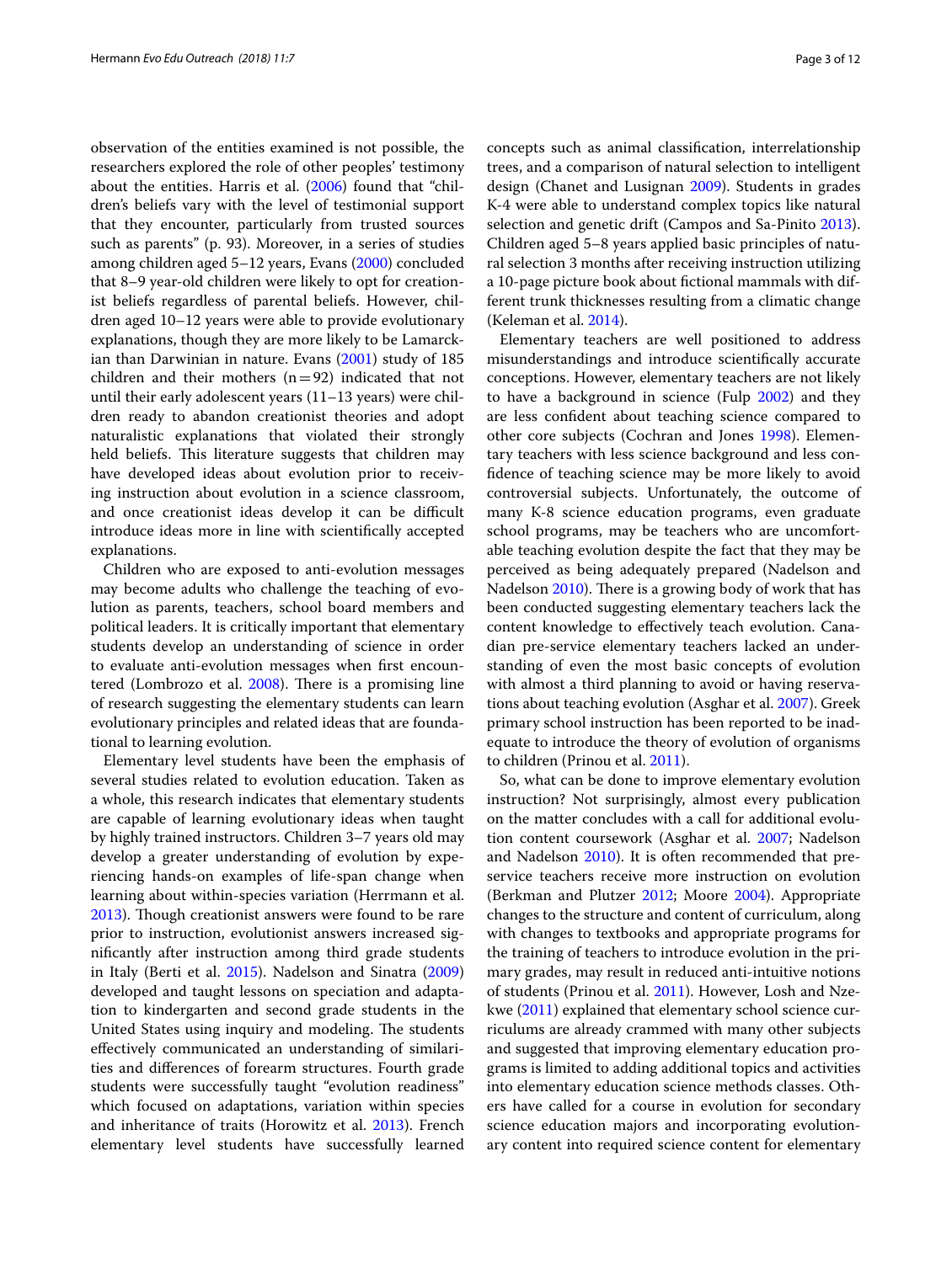observation of the entities examined is not possible, the researchers explored the role of other peoples' testimony about the entities. Harris et al. (2006) found that "children's beliefs vary with the level of testimonial support that they encounter, particularly from trusted sources such as parents" (p. 93). Moreover, in a series of studies among children aged 5–12 years, Evans (2000) concluded that 8–9 year-old children were likely to opt for creationist beliefs regardless of parental beliefs. However, children aged 10–12 years were able to provide evolutionary explanations, though they are more likely to be Lamarckian than Darwinian in nature. Evans (2001) study of 185 children and their mothers (n = 92) indicated that not until their early adolescent years (11–13 years) were children ready to abandon creationist theories and adopt naturalistic explanations that violated their strongly held beliefs. This literature suggests that children may have developed ideas about evolution prior to receiving instruction about evolution in a science classroom, and once creationist ideas develop it can be difficult introduce ideas more in line with scientifically accepted explanations.

Children who are exposed to anti-evolution messages may become adults who challenge the teaching of evolution as parents, teachers, school board members and political leaders. It is critically important that elementary students develop an understanding of science in order to evaluate anti-evolution messages when first encountered (Lombrozo et al. 2008). There is a promising line of research suggesting the elementary students can learn evolutionary principles and related ideas that are foundational to learning evolution.

Elementary level students have been the emphasis of several studies related to evolution education. Taken as a whole, this research indicates that elementary students are capable of learning evolutionary ideas when taught by highly trained instructors. Children 3–7 years old may develop a greater understanding of evolution by experiencing hands-on examples of life-span change when learning about within-species variation (Herrmann et al. 2013). Though creationist answers were found to be rare prior to instruction, evolutionist answers increased significantly after instruction among third grade students in Italy (Berti et al. 2015). Nadelson and Sinatra (2009) developed and taught lessons on speciation and adaptation to kindergarten and second grade students in the United States using inquiry and modeling. The students effectively communicated an understanding of similarities and differences of forearm structures. Fourth grade students were successfully taught "evolution readiness" which focused on adaptations, variation within species and inheritance of traits (Horowitz et al. 2013). French elementary level students have successfully learned concepts such as animal classification, interrelationship trees, and a comparison of natural selection to intelligent design (Chanet and Lusignan 2009). Students in grades K-4 were able to understand complex topics like natural selection and genetic drift (Campos and Sa-Pinito 2013). Children aged 5–8 years applied basic principles of natural selection 3 months after receiving instruction utilizing a 10-page picture book about fictional mammals with different trunk thicknesses resulting from a climatic change (Keleman et al. 2014).

Elementary teachers are well positioned to address misunderstandings and introduce scientifically accurate conceptions. However, elementary teachers are not likely to have a background in science (Fulp 2002) and they are less confident about teaching science compared to other core subjects (Cochran and Jones 1998). Elementary teachers with less science background and less confidence of teaching science may be more likely to avoid controversial subjects. Unfortunately, the outcome of many K-8 science education programs, even graduate school programs, may be teachers who are uncomfortable teaching evolution despite the fact that they may be perceived as being adequately prepared (Nadelson and Nadelson 2010). There is a growing body of work that has been conducted suggesting elementary teachers lack the content knowledge to effectively teach evolution. Canadian pre-service elementary teachers lacked an understanding of even the most basic concepts of evolution with almost a third planning to avoid or having reservations about teaching evolution (Asghar et al. 2007). Greek primary school instruction has been reported to be inadequate to introduce the theory of evolution of organisms to children (Prinou et al. 2011).

So, what can be done to improve elementary evolution instruction? Not surprisingly, almost every publication on the matter concludes with a call for additional evolution content coursework (Asghar et al. 2007; Nadelson and Nadelson 2010). It is often recommended that pre-service teachers receive more instruction on evolution (Berkman and Plutzer 2012; Moore 2004). Appropriate changes to the structure and content of curriculum, along with changes to textbooks and appropriate programs for the training of teachers to introduce evolution in the primary grades, may result in reduced anti-intuitive notions of students (Prinou et al. 2011). However, Losh and Nzekwe (2011) explained that elementary school science curriculums are already crammed with many other subjects and suggested that improving elementary education programs is limited to adding additional topics and activities into elementary education science methods classes. Others have called for a course in evolution for secondary science education majors and incorporating evolutionary content into required science content for elementary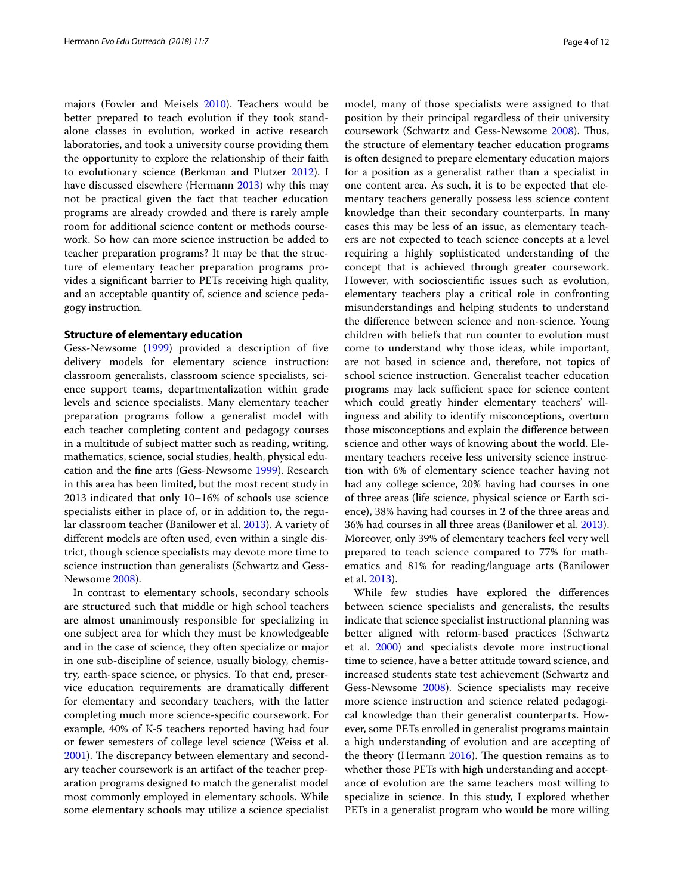majors (Fowler and Meisels 2010). Teachers would be better prepared to teach evolution if they took standalone classes in evolution, worked in active research laboratories, and took a university course providing them the opportunity to explore the relationship of their faith to evolutionary science (Berkman and Plutzer 2012). I have discussed elsewhere (Hermann 2013) why this may not be practical given the fact that teacher education programs are already crowded and there is rarely ample room for additional science content or methods coursework. So how can more science instruction be added to teacher preparation programs? It may be that the structure of elementary teacher preparation programs provides a significant barrier to PETs receiving high quality, and an acceptable quantity of, science and science pedagogy instruction.

### Structure of elementary education

Gess-Newsome (1999) provided a description of five delivery models for elementary science instruction: classroom generalists, classroom science specialists, science support teams, departmentalization within grade levels and science specialists. Many elementary teacher preparation programs follow a generalist model with each teacher completing content and pedagogy courses in a multitude of subject matter such as reading, writing, mathematics, science, social studies, health, physical education and the fine arts (Gess-Newsome 1999). Research in this area has been limited, but the most recent study in 2013 indicated that only 10–16% of schools use science specialists either in place of, or in addition to, the regular classroom teacher (Banilower et al. 2013). A variety of different models are often used, even within a single district, though science specialists may devote more time to science instruction than generalists (Schwartz and Gess-Newsome 2008).

In contrast to elementary schools, secondary schools are structured such that middle or high school teachers are almost unanimously responsible for specializing in one subject area for which they must be knowledgeable and in the case of science, they often specialize or major in one sub-discipline of science, usually biology, chemistry, earth-space science, or physics. To that end, preservice education requirements are dramatically different for elementary and secondary teachers, with the latter completing much more science-specific coursework. For example, 40% of K-5 teachers reported having had four or fewer semesters of college level science (Weiss et al. 2001). The discrepancy between elementary and secondary teacher coursework is an artifact of the teacher preparation programs designed to match the generalist model most commonly employed in elementary schools. While some elementary schools may utilize a science specialist model, many of those specialists were assigned to that position by their principal regardless of their university coursework (Schwartz and Gess-Newsome 2008). Thus, the structure of elementary teacher education programs is often designed to prepare elementary education majors for a position as a generalist rather than a specialist in one content area. As such, it is to be expected that elementary teachers generally possess less science content knowledge than their secondary counterparts. In many cases this may be less of an issue, as elementary teachers are not expected to teach science concepts at a level requiring a highly sophisticated understanding of the concept that is achieved through greater coursework. However, with socioscientific issues such as evolution, elementary teachers play a critical role in confronting misunderstandings and helping students to understand the difference between science and non-science. Young children with beliefs that run counter to evolution must come to understand why those ideas, while important, are not based in science and, therefore, not topics of school science instruction. Generalist teacher education programs may lack sufficient space for science content which could greatly hinder elementary teachers' willingness and ability to identify misconceptions, overturn those misconceptions and explain the difference between science and other ways of knowing about the world. Elementary teachers receive less university science instruction with 6% of elementary science teacher having not had any college science, 20% having had courses in one of three areas (life science, physical science or Earth science), 38% having had courses in 2 of the three areas and 36% had courses in all three areas (Banilower et al. 2013). Moreover, only 39% of elementary teachers feel very well prepared to teach science compared to 77% for mathematics and 81% for reading/language arts (Banilower et al. 2013).

While few studies have explored the differences between science specialists and generalists, the results indicate that science specialist instructional planning was better aligned with reform-based practices (Schwartz et al. 2000) and specialists devote more instructional time to science, have a better attitude toward science, and increased students state test achievement (Schwartz and Gess-Newsome 2008). Science specialists may receive more science instruction and science related pedagogical knowledge than their generalist counterparts. However, some PETs enrolled in generalist programs maintain a high understanding of evolution and are accepting of the theory (Hermann 2016). The question remains as to whether those PETs with high understanding and acceptance of evolution are the same teachers most willing to specialize in science. In this study, I explored whether PETs in a generalist program who would be more willing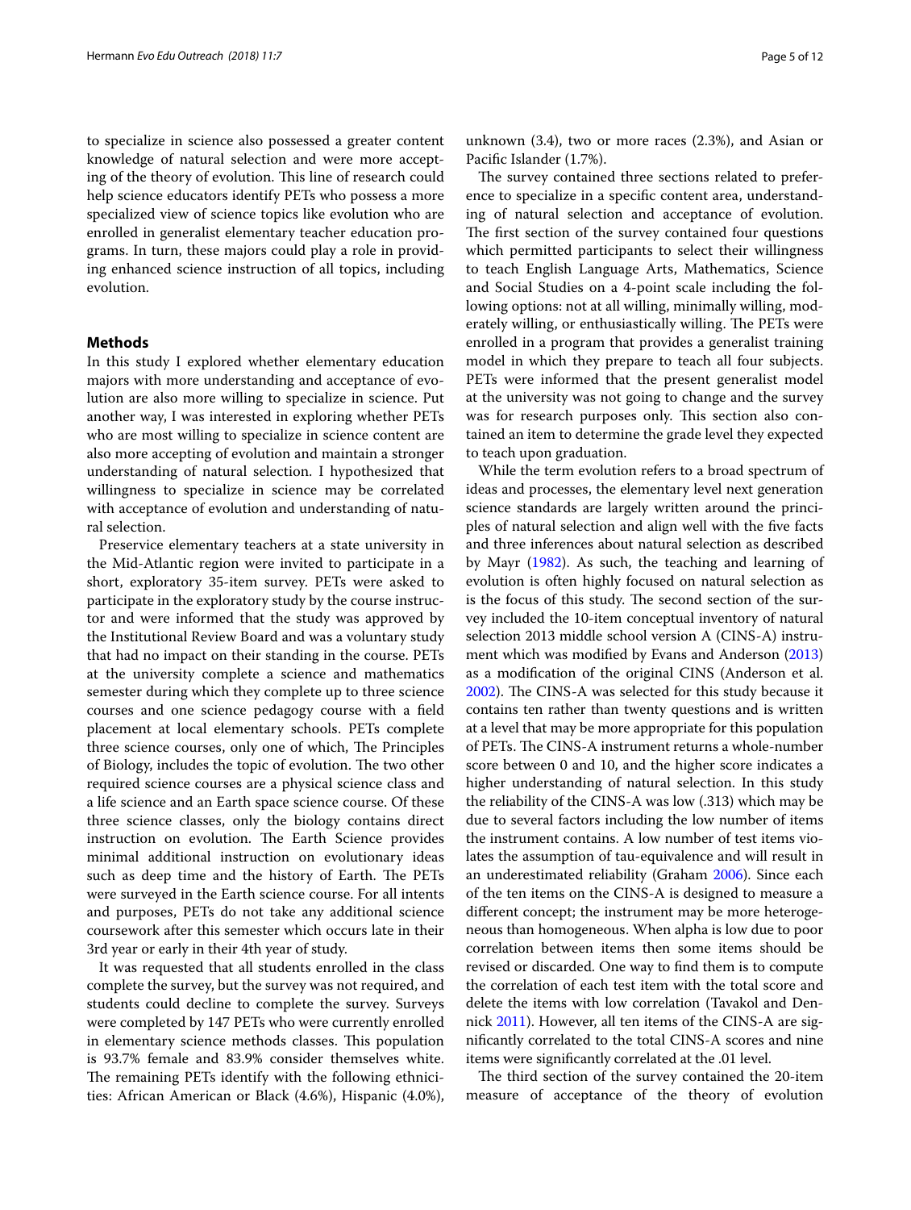to specialize in science also possessed a greater content knowledge of natural selection and were more accepting of the theory of evolution. This line of research could help science educators identify PETs who possess a more specialized view of science topics like evolution who are enrolled in generalist elementary teacher education programs. In turn, these majors could play a role in providing enhanced science instruction of all topics, including evolution.

## Methods

In this study I explored whether elementary education majors with more understanding and acceptance of evolution are also more willing to specialize in science. Put another way, I was interested in exploring whether PETs who are most willing to specialize in science content are also more accepting of evolution and maintain a stronger understanding of natural selection. I hypothesized that willingness to specialize in science may be correlated with acceptance of evolution and understanding of natural selection.

Preservice elementary teachers at a state university in the Mid-Atlantic region were invited to participate in a short, exploratory 35-item survey. PETs were asked to participate in the exploratory study by the course instructor and were informed that the study was approved by the Institutional Review Board and was a voluntary study that had no impact on their standing in the course. PETs at the university complete a science and mathematics semester during which they complete up to three science courses and one science pedagogy course with a field placement at local elementary schools. PETs complete three science courses, only one of which, The Principles of Biology, includes the topic of evolution. The two other required science courses are a physical science class and a life science and an Earth space science course. Of these three science classes, only the biology contains direct instruction on evolution. The Earth Science provides minimal additional instruction on evolutionary ideas such as deep time and the history of Earth. The PETs were surveyed in the Earth science course. For all intents and purposes, PETs do not take any additional science coursework after this semester which occurs late in their 3rd year or early in their 4th year of study.

It was requested that all students enrolled in the class complete the survey, but the survey was not required, and students could decline to complete the survey. Surveys were completed by 147 PETs who were currently enrolled in elementary science methods classes. This population is 93.7% female and 83.9% consider themselves white. The remaining PETs identify with the following ethnicities: African American or Black (4.6%), Hispanic (4.0%), unknown (3.4), two or more races (2.3%), and Asian or Pacific Islander (1.7%).

The survey contained three sections related to preference to specialize in a specific content area, understanding of natural selection and acceptance of evolution. The first section of the survey contained four questions which permitted participants to select their willingness to teach English Language Arts, Mathematics, Science and Social Studies on a 4-point scale including the following options: not at all willing, minimally willing, moderately willing, or enthusiastically willing. The PETs were enrolled in a program that provides a generalist training model in which they prepare to teach all four subjects. PETs were informed that the present generalist model at the university was not going to change and the survey was for research purposes only. This section also contained an item to determine the grade level they expected to teach upon graduation.

While the term evolution refers to a broad spectrum of ideas and processes, the elementary level next generation science standards are largely written around the principles of natural selection and align well with the five facts and three inferences about natural selection as described by Mayr (1982). As such, the teaching and learning of evolution is often highly focused on natural selection as is the focus of this study. The second section of the survey included the 10-item conceptual inventory of natural selection 2013 middle school version A (CINS-A) instrument which was modified by Evans and Anderson (2013) as a modification of the original CINS (Anderson et al. 2002). The CINS-A was selected for this study because it contains ten rather than twenty questions and is written at a level that may be more appropriate for this population of PETs. The CINS-A instrument returns a whole-number score between 0 and 10, and the higher score indicates a higher understanding of natural selection. In this study the reliability of the CINS-A was low (.313) which may be due to several factors including the low number of items the instrument contains. A low number of test items violates the assumption of tau-equivalence and will result in an underestimated reliability (Graham 2006). Since each of the ten items on the CINS-A is designed to measure a different concept; the instrument may be more heterogeneous than homogeneous. When alpha is low due to poor correlation between items then some items should be revised or discarded. One way to find them is to compute the correlation of each test item with the total score and delete the items with low correlation (Tavakol and Dennick 2011). However, all ten items of the CINS-A are significantly correlated to the total CINS-A scores and nine items were significantly correlated at the .01 level.

The third section of the survey contained the 20-item measure of acceptance of the theory of evolution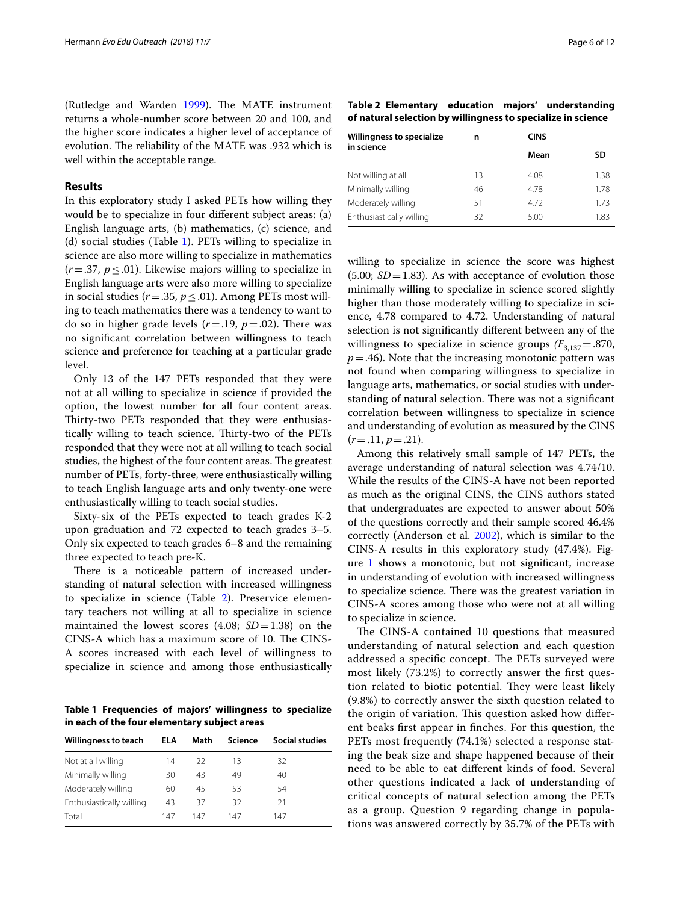(Rutledge and Warden 1999). The MATE instrument returns a whole-number score between 20 and 100, and the higher score indicates a higher level of acceptance of evolution. The reliability of the MATE was .932 which is well within the acceptable range.

## Results

In this exploratory study I asked PETs how willing they would be to specialize in four different subject areas: (a) English language arts, (b) mathematics, (c) science, and (d) social studies (Table 1). PETs willing to specialize in science are also more willing to specialize in mathematics ($r = .37$, $p \leq .01$). Likewise majors willing to specialize in English language arts were also more willing to specialize in social studies ($r = .35$, $p \leq .01$). Among PETs most willing to teach mathematics there was a tendency to want to do so in higher grade levels ($r = .19$, $p = .02$). There was no significant correlation between willingness to teach science and preference for teaching at a particular grade level.

Only 13 of the 147 PETs responded that they were not at all willing to specialize in science if provided the option, the lowest number for all four content areas. Thirty-two PETs responded that they were enthusiastically willing to teach science. Thirty-two of the PETs responded that they were not at all willing to teach social studies, the highest of the four content areas. The greatest number of PETs, forty-three, were enthusiastically willing to teach English language arts and only twenty-one were enthusiastically willing to teach social studies.

Sixty-six of the PETs expected to teach grades K-2 upon graduation and 72 expected to teach grades 3–5. Only six expected to teach grades 6–8 and the remaining three expected to teach pre-K.

There is a noticeable pattern of increased understanding of natural selection with increased willingness to specialize in science (Table 2). Preservice elementary teachers not willing at all to specialize in science maintained the lowest scores (4.08; $SD = 1.38$) on the CINS-A which has a maximum score of 10. The CINS-A scores increased with each level of willingness to specialize in science and among those enthusiastically willing to specialize in science the score was highest (5.00; $SD = 1.83$). As with acceptance of evolution those minimally willing to specialize in science scored slightly higher than those moderately willing to specialize in science, 4.78 compared to 4.72. Understanding of natural selection is not significantly different between any of the willingness to specialize in science groups ($F_{3,137} = .870$, $p = .46$). Note that the increasing monotonic pattern was not found when comparing willingness to specialize in language arts, mathematics, or social studies with understanding of natural selection. There was not a significant correlation between willingness to specialize in science and understanding of evolution as measured by the CINS ($r = .11$, $p = .21$).

Among this relatively small sample of 147 PETs, the average understanding of natural selection was 4.74/10. While the results of the CINS-A have not been reported as much as the original CINS, the CINS authors stated that undergraduates are expected to answer about 50% of the questions correctly and their sample scored 46.4% correctly (Anderson et al. 2002), which is similar to the CINS-A results in this exploratory study (47.4%). Figure 1 shows a monotonic, but not significant, increase in understanding of evolution with increased willingness to specialize science. There was the greatest variation in CINS-A scores among those who were not at all willing to specialize in science.

The CINS-A contained 10 questions that measured understanding of natural selection and each question addressed a specific concept. The PETs surveyed were most likely (73.2%) to correctly answer the first question related to biotic potential. They were least likely (9.8%) to correctly answer the sixth question related to the origin of variation. This question asked how different beaks first appear in finches. For this question, the PETs most frequently (74.1%) selected a response stating the beak size and shape happened because of their need to be able to eat different kinds of food. Several other questions indicated a lack of understanding of critical concepts of natural selection among the PETs as a group. Question 9 regarding change in populations was answered correctly by 35.7% of the PETs with

**Table 1 Frequencies of majors' willingness to specialize in each of the four elementary subject areas**

| Willingness to teach | ELA | Math | Science | Social studies |
|---|---|---|---|---|
| Not at all willing | 14 | 22 | 13 | 32 |
| Minimally willing | 30 | 43 | 49 | 40 |
| Moderately willing | 60 | 45 | 53 | 54 |
| Enthusiastically willing | 43 | 37 | 32 | 21 |
| Total | 147 | 147 | 147 | 147 |

**Table 2 Elementary education majors' understanding of natural selection by willingness to specialize in science**

| Willingness to specialize in science | n | CINS | |
|---|---|---|---|
| | | Mean | SD |
| Not willing at all | 13 | 4.08 | 1.38 |
| Minimally willing | 46 | 4.78 | 1.78 |
| Moderately willing | 51 | 4.72 | 1.73 |
| Enthusiastically willing | 32 | 5.00 | 1.83 |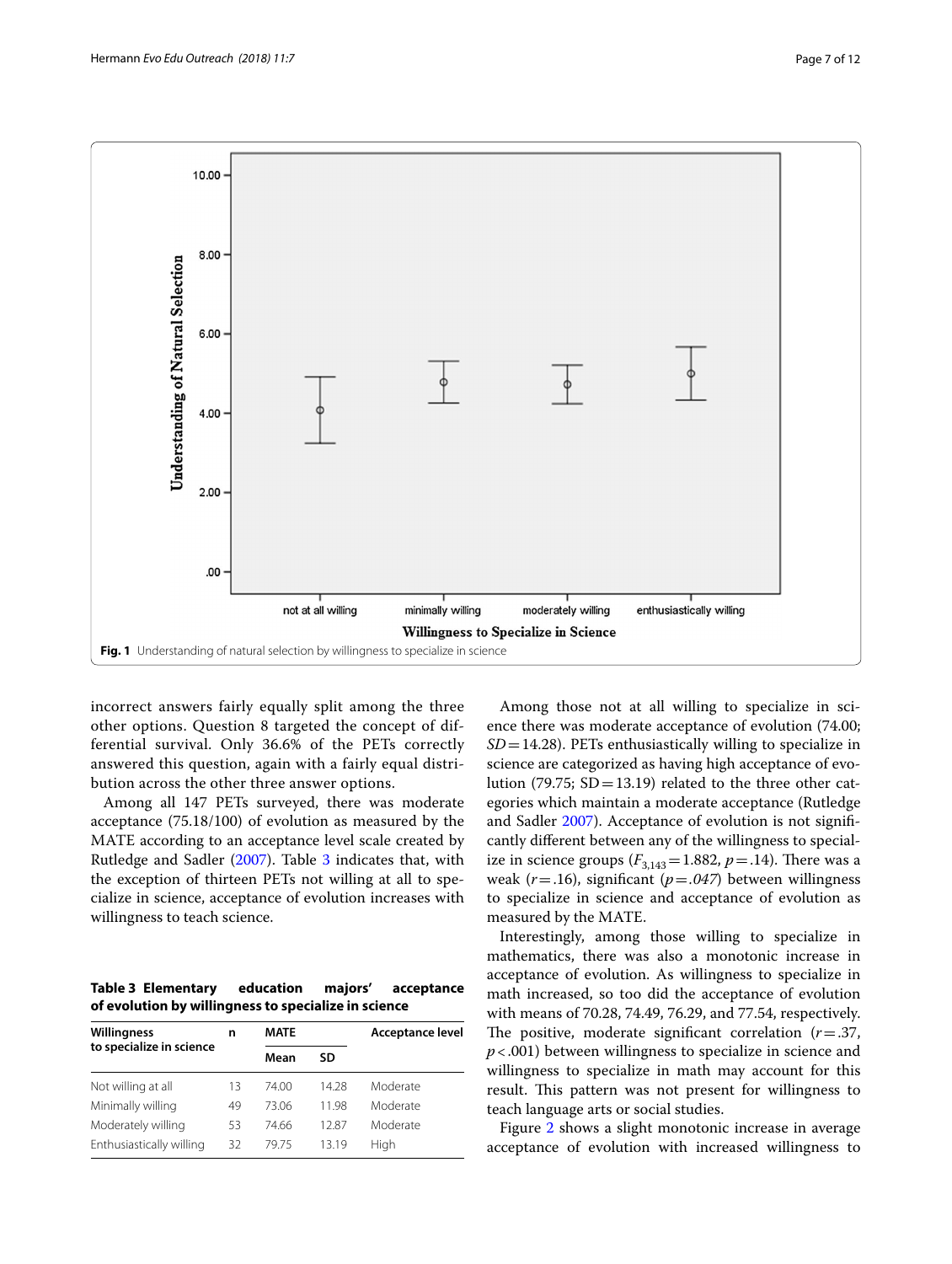Fig. 1 Understanding of natural selection by willingness to specialize in science

incorrect answers fairly equally split among the three other options. Question 8 targeted the concept of differential survival. Only 36.6% of the PETs correctly answered this question, again with a fairly equal distribution across the other three answer options.

Among all 147 PETs surveyed, there was moderate acceptance (75.18/100) of evolution as measured by the MATE according to an acceptance level scale created by Rutledge and Sadler (2007). Table 3 indicates that, with the exception of thirteen PETs not willing at all to specialize in science, acceptance of evolution increases with willingness to teach science.

**Table 3 Elementary education majors' acceptance of evolution by willingness to specialize in science**

| Willingness to specialize in science | n | MATE | | Acceptance level |
|---|---|---|---|---|
| | | Mean | SD | |
| Not willing at all | 13 | 74.00 | 14.28 | Moderate |
| Minimally willing | 49 | 73.06 | 11.98 | Moderate |
| Moderately willing | 53 | 74.66 | 12.87 | Moderate |
| Enthusiastically willing | 32 | 79.75 | 13.19 | High |

Among those not at all willing to specialize in science there was moderate acceptance of evolution (74.00; $SD = 14.28$). PETs enthusiastically willing to specialize in science are categorized as having high acceptance of evolution (79.75; $SD = 13.19$) related to the three other categories which maintain a moderate acceptance (Rutledge and Sadler 2007). Acceptance of evolution is not significantly different between any of the willingness to specialize in science groups ($F_{3,143} = 1.882$, $p = .14$). There was a weak ($r = .16$), significant ($p = .047$) between willingness to specialize in science and acceptance of evolution as measured by the MATE.

Interestingly, among those willing to specialize in mathematics, there was also a monotonic increase in acceptance of evolution. As willingness to specialize in math increased, so too did the acceptance of evolution with means of 70.28, 74.49, 76.29, and 77.54, respectively. The positive, moderate significant correlation ($r = .37$, $p < .001$) between willingness to specialize in science and willingness to specialize in math may account for this result. This pattern was not present for willingness to teach language arts or social studies.

Figure 2 shows a slight monotonic increase in average acceptance of evolution with increased willingness to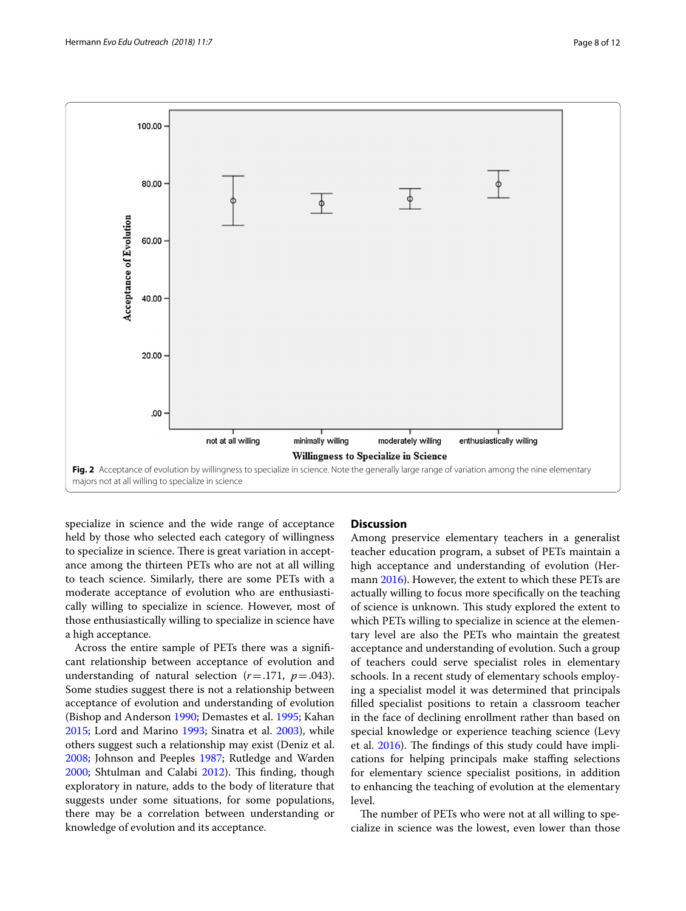Fig. 2 Acceptance of evolution by willingness to specialize in science. Note the generally large range of variation among the nine elementary majors not at all willing to specialize in science

specialize in science and the wide range of acceptance held by those who selected each category of willingness to specialize in science. There is great variation in acceptance among the thirteen PETs who are not at all willing to teach science. Similarly, there are some PETs with a moderate acceptance of evolution who are enthusiastically willing to specialize in science. However, most of those enthusiastically willing to specialize in science have a high acceptance.

Across the entire sample of PETs there was a significant relationship between acceptance of evolution and understanding of natural selection ($r = .171$, $p = .043$). Some studies suggest there is not a relationship between acceptance of evolution and understanding of evolution (Bishop and Anderson 1990; Demastes et al. 1995; Kahan 2015; Lord and Marino 1993; Sinatra et al. 2003), while others suggest such a relationship may exist (Deniz et al. 2008; Johnson and Peeples 1987; Rutledge and Warden 2000; Shtulman and Calabi 2012). This finding, though exploratory in nature, adds to the body of literature that suggests under some situations, for some populations, there may be a correlation between understanding or knowledge of evolution and its acceptance.

## Discussion

Among preservice elementary teachers in a generalist teacher education program, a subset of PETs maintain a high acceptance and understanding of evolution (Hermann 2016). However, the extent to which these PETs are actually willing to focus more specifically on the teaching of science is unknown. This study explored the extent to which PETs willing to specialize in science at the elementary level are also the PETs who maintain the greatest acceptance and understanding of evolution. Such a group of teachers could serve specialist roles in elementary schools. In a recent study of elementary schools employing a specialist model it was determined that principals filled specialist positions to retain a classroom teacher in the face of declining enrollment rather than based on special knowledge or experience teaching science (Levy et al. 2016). The findings of this study could have implications for helping principals make staffing selections for elementary science specialist positions, in addition to enhancing the teaching of evolution at the elementary level.

The number of PETs who were not at all willing to specialize in science was the lowest, even lower than those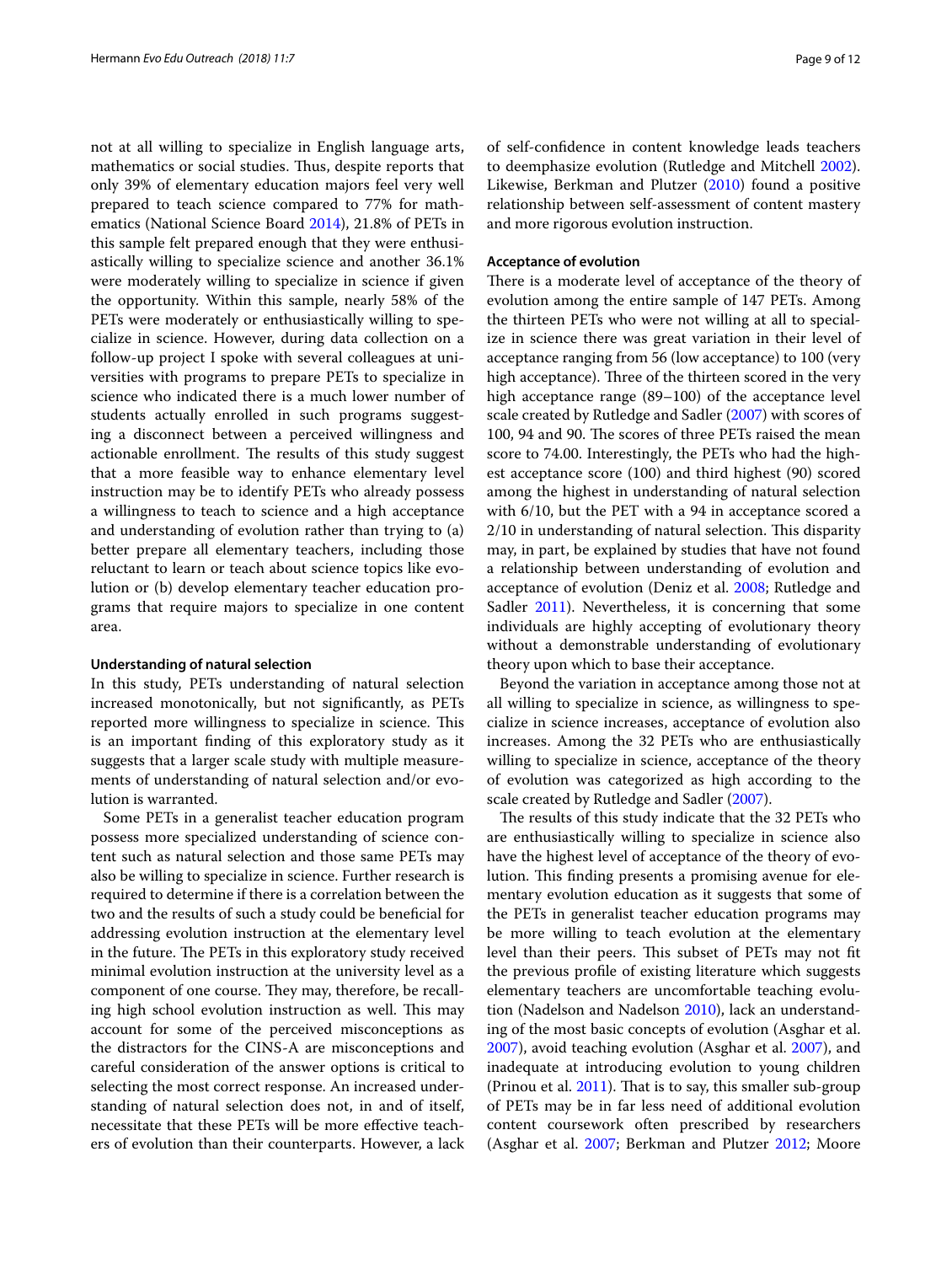not at all willing to specialize in English language arts, mathematics or social studies. Thus, despite reports that only 39% of elementary education majors feel very well prepared to teach science compared to 77% for mathematics (National Science Board 2014), 21.8% of PETs in this sample felt prepared enough that they were enthusiastically willing to specialize science and another 36.1% were moderately willing to specialize in science if given the opportunity. Within this sample, nearly 58% of the PETs were moderately or enthusiastically willing to specialize in science. However, during data collection on a follow-up project I spoke with several colleagues at universities with programs to prepare PETs to specialize in science who indicated there is a much lower number of students actually enrolled in such programs suggesting a disconnect between a perceived willingness and actionable enrollment. The results of this study suggest that a more feasible way to enhance elementary level instruction may be to identify PETs who already possess a willingness to teach to science and a high acceptance and understanding of evolution rather than trying to (a) better prepare all elementary teachers, including those reluctant to learn or teach about science topics like evolution or (b) develop elementary teacher education programs that require majors to specialize in one content area.

#### Understanding of natural selection

In this study, PETs understanding of natural selection increased monotonically, but not significantly, as PETs reported more willingness to specialize in science. This is an important finding of this exploratory study as it suggests that a larger scale study with multiple measurements of understanding of natural selection and/or evolution is warranted.

Some PETs in a generalist teacher education program possess more specialized understanding of science content such as natural selection and those same PETs may also be willing to specialize in science. Further research is required to determine if there is a correlation between the two and the results of such a study could be beneficial for addressing evolution instruction at the elementary level in the future. The PETs in this exploratory study received minimal evolution instruction at the university level as a component of one course. They may, therefore, be recalling high school evolution instruction as well. This may account for some of the perceived misconceptions as the distractors for the CINS-A are misconceptions and careful consideration of the answer options is critical to selecting the most correct response. An increased understanding of natural selection does not, in and of itself, necessitate that these PETs will be more effective teachers of evolution than their counterparts. However, a lack of self-confidence in content knowledge leads teachers to deemphasize evolution (Rutledge and Mitchell 2002). Likewise, Berkman and Plutzer (2010) found a positive relationship between self-assessment of content mastery and more rigorous evolution instruction.

#### Acceptance of evolution

There is a moderate level of acceptance of the theory of evolution among the entire sample of 147 PETs. Among the thirteen PETs who were not willing at all to specialize in science there was great variation in their level of acceptance ranging from 56 (low acceptance) to 100 (very high acceptance). Three of the thirteen scored in the very high acceptance range (89–100) of the acceptance level scale created by Rutledge and Sadler (2007) with scores of 100, 94 and 90. The scores of three PETs raised the mean score to 74.00. Interestingly, the PETs who had the highest acceptance score (100) and third highest (90) scored among the highest in understanding of natural selection with 6/10, but the PET with a 94 in acceptance scored a 2/10 in understanding of natural selection. This disparity may, in part, be explained by studies that have not found a relationship between understanding of evolution and acceptance of evolution (Deniz et al. 2008; Rutledge and Sadler 2011). Nevertheless, it is concerning that some individuals are highly accepting of evolutionary theory without a demonstrable understanding of evolutionary theory upon which to base their acceptance.

Beyond the variation in acceptance among those not at all willing to specialize in science, as willingness to specialize in science increases, acceptance of evolution also increases. Among the 32 PETs who are enthusiastically willing to specialize in science, acceptance of the theory of evolution was categorized as high according to the scale created by Rutledge and Sadler (2007).

The results of this study indicate that the 32 PETs who are enthusiastically willing to specialize in science also have the highest level of acceptance of the theory of evolution. This finding presents a promising avenue for elementary evolution education as it suggests that some of the PETs in generalist teacher education programs may be more willing to teach evolution at the elementary level than their peers. This subset of PETs may not fit the previous profile of existing literature which suggests elementary teachers are uncomfortable teaching evolution (Nadelson and Nadelson 2010), lack an understanding of the most basic concepts of evolution (Asghar et al. 2007), avoid teaching evolution (Asghar et al. 2007), and inadequate at introducing evolution to young children (Prinou et al. 2011). That is to say, this smaller sub-group of PETs may be in far less need of additional evolution content coursework often prescribed by researchers (Asghar et al. 2007; Berkman and Plutzer 2012; Moore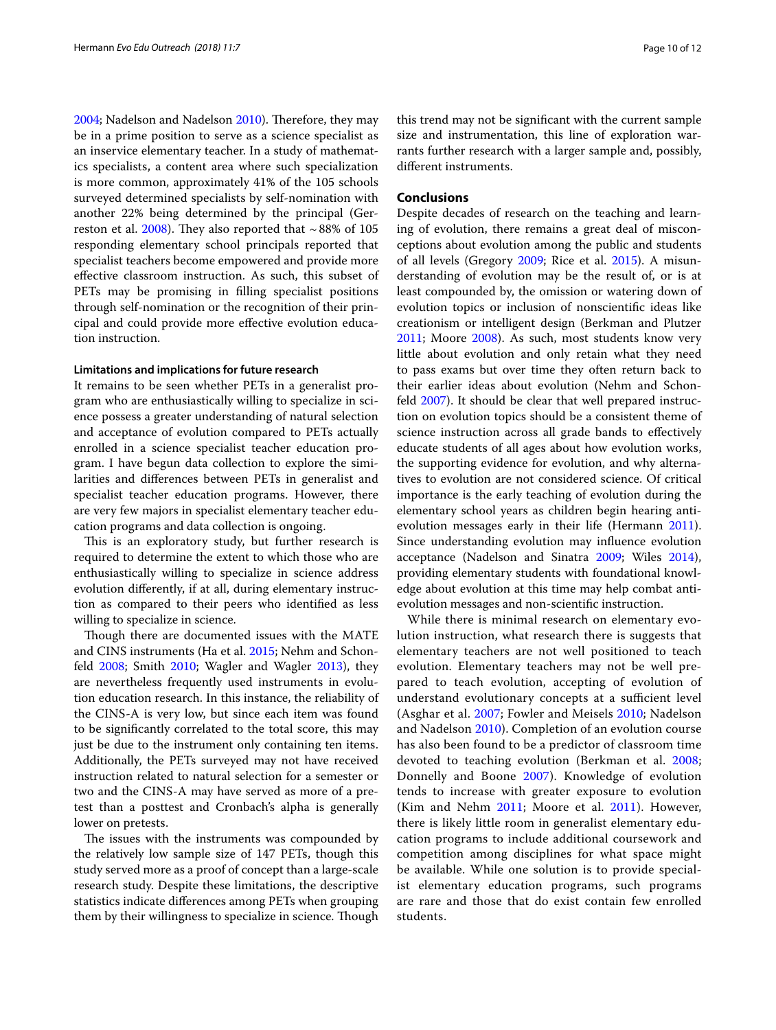2004; Nadelson and Nadelson 2010). Therefore, they may be in a prime position to serve as a science specialist as an inservice elementary teacher. In a study of mathematics specialists, a content area where such specialization is more common, approximately 41% of the 105 schools surveyed determined specialists by self-nomination with another 22% being determined by the principal (Gerreston et al. 2008). They also reported that ~88% of 105 responding elementary school principals reported that specialist teachers become empowered and provide more effective classroom instruction. As such, this subset of PETs may be promising in filling specialist positions through self-nomination or the recognition of their principal and could provide more effective evolution education instruction.

### Limitations and implications for future research

It remains to be seen whether PETs in a generalist program who are enthusiastically willing to specialize in science possess a greater understanding of natural selection and acceptance of evolution compared to PETs actually enrolled in a science specialist teacher education program. I have begun data collection to explore the similarities and differences between PETs in generalist and specialist teacher education programs. However, there are very few majors in specialist elementary teacher education programs and data collection is ongoing.

This is an exploratory study, but further research is required to determine the extent to which those who are enthusiastically willing to specialize in science address evolution differently, if at all, during elementary instruction as compared to their peers who identified as less willing to specialize in science.

Though there are documented issues with the MATE and CINS instruments (Ha et al. 2015; Nehm and Schonfeld 2008; Smith 2010; Wagler and Wagler 2013), they are nevertheless frequently used instruments in evolution education research. In this instance, the reliability of the CINS-A is very low, but since each item was found to be significantly correlated to the total score, this may just be due to the instrument only containing ten items. Additionally, the PETs surveyed may not have received instruction related to natural selection for a semester or two and the CINS-A may have served as more of a pretest than a posttest and Cronbach's alpha is generally lower on pretests.

The issues with the instruments was compounded by the relatively low sample size of 147 PETs, though this study served more as a proof of concept than a large-scale research study. Despite these limitations, the descriptive statistics indicate differences among PETs when grouping them by their willingness to specialize in science. Though this trend may not be significant with the current sample size and instrumentation, this line of exploration warrants further research with a larger sample and, possibly, different instruments.

## Conclusions

Despite decades of research on the teaching and learning of evolution, there remains a great deal of misconceptions about evolution among the public and students of all levels (Gregory 2009; Rice et al. 2015). A misunderstanding of evolution may be the result of, or is at least compounded by, the omission or watering down of evolution topics or inclusion of nonscientific ideas like creationism or intelligent design (Berkman and Plutzer 2011; Moore 2008). As such, most students know very little about evolution and only retain what they need to pass exams but over time they often return back to their earlier ideas about evolution (Nehm and Schonfeld 2007). It should be clear that well prepared instruction on evolution topics should be a consistent theme of science instruction across all grade bands to effectively educate students of all ages about how evolution works, the supporting evidence for evolution, and why alternatives to evolution are not considered science. Of critical importance is the early teaching of evolution during the elementary school years as children begin hearing anti-evolution messages early in their life (Hermann 2011). Since understanding evolution may influence evolution acceptance (Nadelson and Sinatra 2009; Wiles 2014), providing elementary students with foundational knowledge about evolution at this time may help combat anti-evolution messages and non-scientific instruction.

While there is minimal research on elementary evolution instruction, what research there is suggests that elementary teachers are not well positioned to teach evolution. Elementary teachers may not be well prepared to teach evolution, accepting of evolution of understand evolutionary concepts at a sufficient level (Asghar et al. 2007; Fowler and Meisels 2010; Nadelson and Nadelson 2010). Completion of an evolution course has also been found to be a predictor of classroom time devoted to teaching evolution (Berkman et al. 2008; Donnelly and Boone 2007). Knowledge of evolution tends to increase with greater exposure to evolution (Kim and Nehm 2011; Moore et al. 2011). However, there is likely little room in generalist elementary education programs to include additional coursework and competition among disciplines for what space might be available. While one solution is to provide specialist elementary education programs, such programs are rare and those that do exist contain few enrolled students.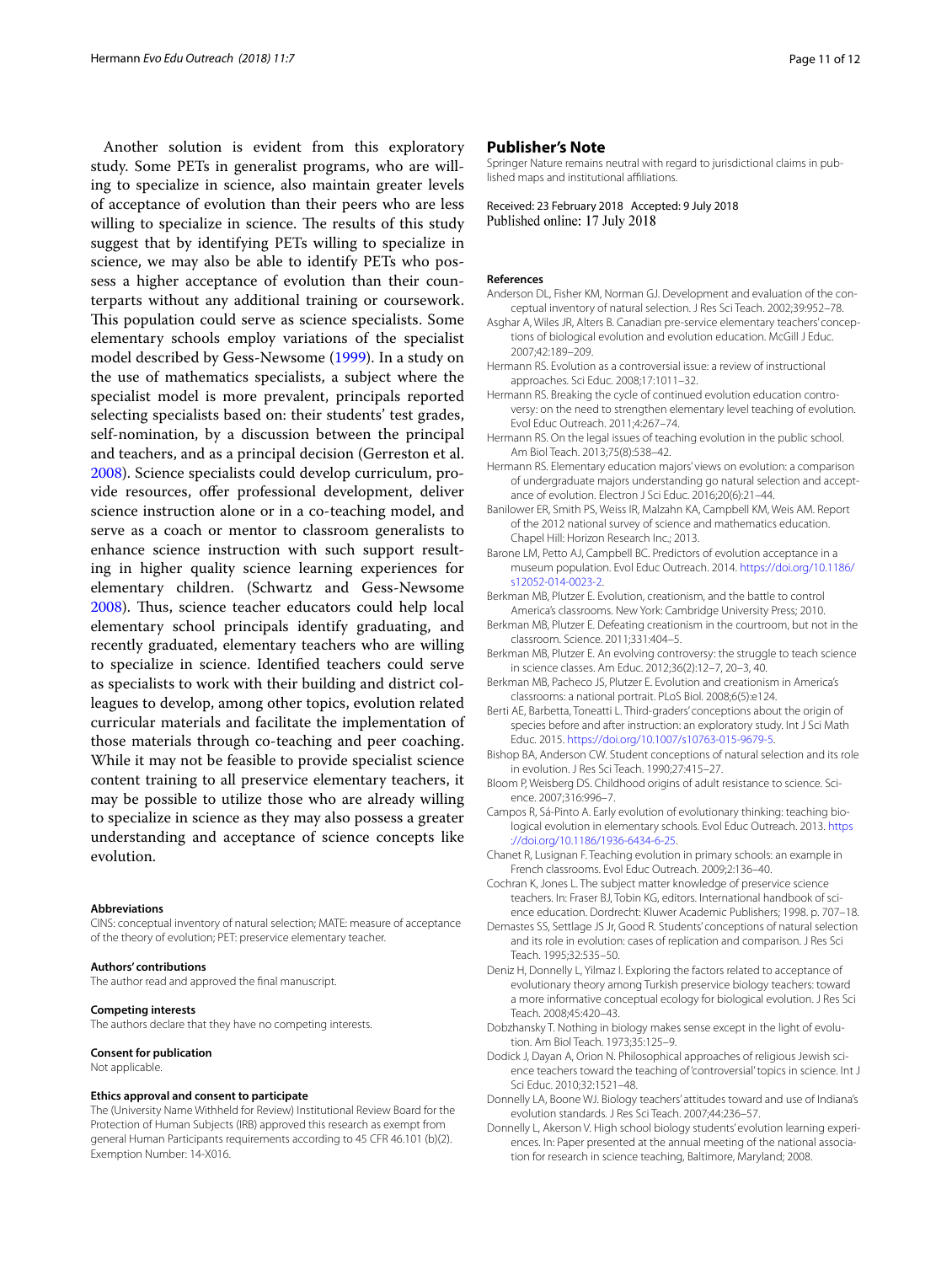Another solution is evident from this exploratory study. Some PETs in generalist programs, who are willing to specialize in science, also maintain greater levels of acceptance of evolution than their peers who are less willing to specialize in science. The results of this study suggest that by identifying PETs willing to specialize in science, we may also be able to identify PETs who possess a higher acceptance of evolution than their counterparts without any additional training or coursework. This population could serve as science specialists. Some elementary schools employ variations of the specialist model described by Gess-Newsome (1999). In a study on the use of mathematics specialists, a subject where the specialist model is more prevalent, principals reported selecting specialists based on: their students' test grades, self-nomination, by a discussion between the principal and teachers, and as a principal decision (Gerreston et al. 2008). Science specialists could develop curriculum, provide resources, offer professional development, deliver science instruction alone or in a co-teaching model, and serve as a coach or mentor to classroom generalists to enhance science instruction with such support resulting in higher quality science learning experiences for elementary children. (Schwartz and Gess-Newsome 2008). Thus, science teacher educators could help local elementary school principals identify graduating, and recently graduated, elementary teachers who are willing to specialize in science. Identified teachers could serve as specialists to work with their building and district colleagues to develop, among other topics, evolution related curricular materials and facilitate the implementation of those materials through co-teaching and peer coaching. While it may not be feasible to provide specialist science content training to all preservice elementary teachers, it may be possible to utilize those who are already willing to specialize in science as they may also possess a greater understanding and acceptance of science concepts like evolution.

#### Abbreviations

CINS: conceptual inventory of natural selection; MATE: measure of acceptance of the theory of evolution; PET: preservice elementary teacher.

#### Authors' contributions

The author read and approved the final manuscript.

#### Competing interests

The authors declare that they have no competing interests.

#### Consent for publication

Not applicable.

#### Ethics approval and consent to participate

The (University Name Withheld for Review) Institutional Review Board for the Protection of Human Subjects (IRB) approved this research as exempt from general Human Participants requirements according to 45 CFR 46.101 (b)(2). Exemption Number: 14-X016.

### Publisher's Note

Springer Nature remains neutral with regard to jurisdictional claims in published maps and institutional affiliations.

Received: 23 February 2018 Accepted: 9 July 2018
Published online: 17 July 2018

#### References

Anderson DL, Fisher KM, Norman GJ. Development and evaluation of the conceptual inventory of natural selection. J Res Sci Teach. 2002;39:952–78.

Asghar A, Wiles JR, Alters B. Canadian pre-service elementary teachers' conceptions of biological evolution and evolution education. McGill J Educ. 2007;42:189–209.

Hermann RS. Evolution as a controversial issue: a review of instructional approaches. Sci Educ. 2008;17:1011–32.

Hermann RS. Breaking the cycle of continued evolution education controversy: on the need to strengthen elementary level teaching of evolution. Evol Educ Outreach. 2011;4:267–74.

Hermann RS. On the legal issues of teaching evolution in the public school. Am Biol Teach. 2013;75(8):538–42.

Hermann RS. Elementary education majors' views on evolution: a comparison of undergraduate majors understanding go natural selection and acceptance of evolution. Electron J Sci Educ. 2016;20(6):21–44.

Banilower ER, Smith PS, Weiss IR, Malzahn KA, Campbell KM, Weis AM. Report of the 2012 national survey of science and mathematics education. Chapel Hill: Horizon Research Inc.; 2013.

Barone LM, Petto AJ, Campbell BC. Predictors of evolution acceptance in a museum population. Evol Educ Outreach. 2014. https://doi.org/10.1186/s12052-014-0023-2.

Berkman MB, Plutzer E. Evolution, creationism, and the battle to control America's classrooms. New York: Cambridge University Press; 2010.

Berkman MB, Plutzer E. Defeating creationism in the courtroom, but not in the classroom. Science. 2011;331:404–5.

Berkman MB, Plutzer E. An evolving controversy: the struggle to teach science in science classes. Am Educ. 2012;36(2):12–7, 20–3, 40.

Berkman MB, Pacheco JS, Plutzer E. Evolution and creationism in America's classrooms: a national portrait. PLoS Biol. 2008;6(5):e124.

Berti AE, Barbetta, Toneatti L. Third-graders' conceptions about the origin of species before and after instruction: an exploratory study. Int J Sci Math Educ. 2015. https://doi.org/10.1007/s10763-015-9679-5.

Bishop BA, Anderson CW. Student conceptions of natural selection and its role in evolution. J Res Sci Teach. 1990;27:415–27.

Bloom P, Weisberg DS. Childhood origins of adult resistance to science. Science. 2007;316:996–7.

Campos R, Sá-Pinto A. Early evolution of evolutionary thinking: teaching biological evolution in elementary schools. Evol Educ Outreach. 2013. https://doi.org/10.1186/1936-6434-6-25.

Chanet R, Lusignan F. Teaching evolution in primary schools: an example in French classrooms. Evol Educ Outreach. 2009;2:136–40.

Cochran K, Jones L. The subject matter knowledge of preservice science teachers. In: Fraser BJ, Tobin KG, editors. International handbook of science education. Dordrecht: Kluwer Academic Publishers; 1998. p. 707–18.

Demastes SS, Settlage JS Jr, Good R. Students' conceptions of natural selection and its role in evolution: cases of replication and comparison. J Res Sci Teach. 1995;32:535–50.

Deniz H, Donnelly L, Yilmaz I. Exploring the factors related to acceptance of evolutionary theory among Turkish preservice biology teachers: toward a more informative conceptual ecology for biological evolution. J Res Sci Teach. 2008;45:420–43.

Dobzhansky T. Nothing in biology makes sense except in the light of evolution. Am Biol Teach. 1973;35:125–9.

Dodick J, Dayan A, Orion N. Philosophical approaches of religious Jewish science teachers toward the teaching of 'controversial' topics in science. Int J Sci Educ. 2010;32:1521–48.

Donnelly LA, Boone WJ. Biology teachers' attitudes toward and use of Indiana's evolution standards. J Res Sci Teach. 2007;44:236–57.

Donnelly L, Akerson V. High school biology students' evolution learning experiences. In: Paper presented at the annual meeting of the national association for research in science teaching, Baltimore, Maryland; 2008.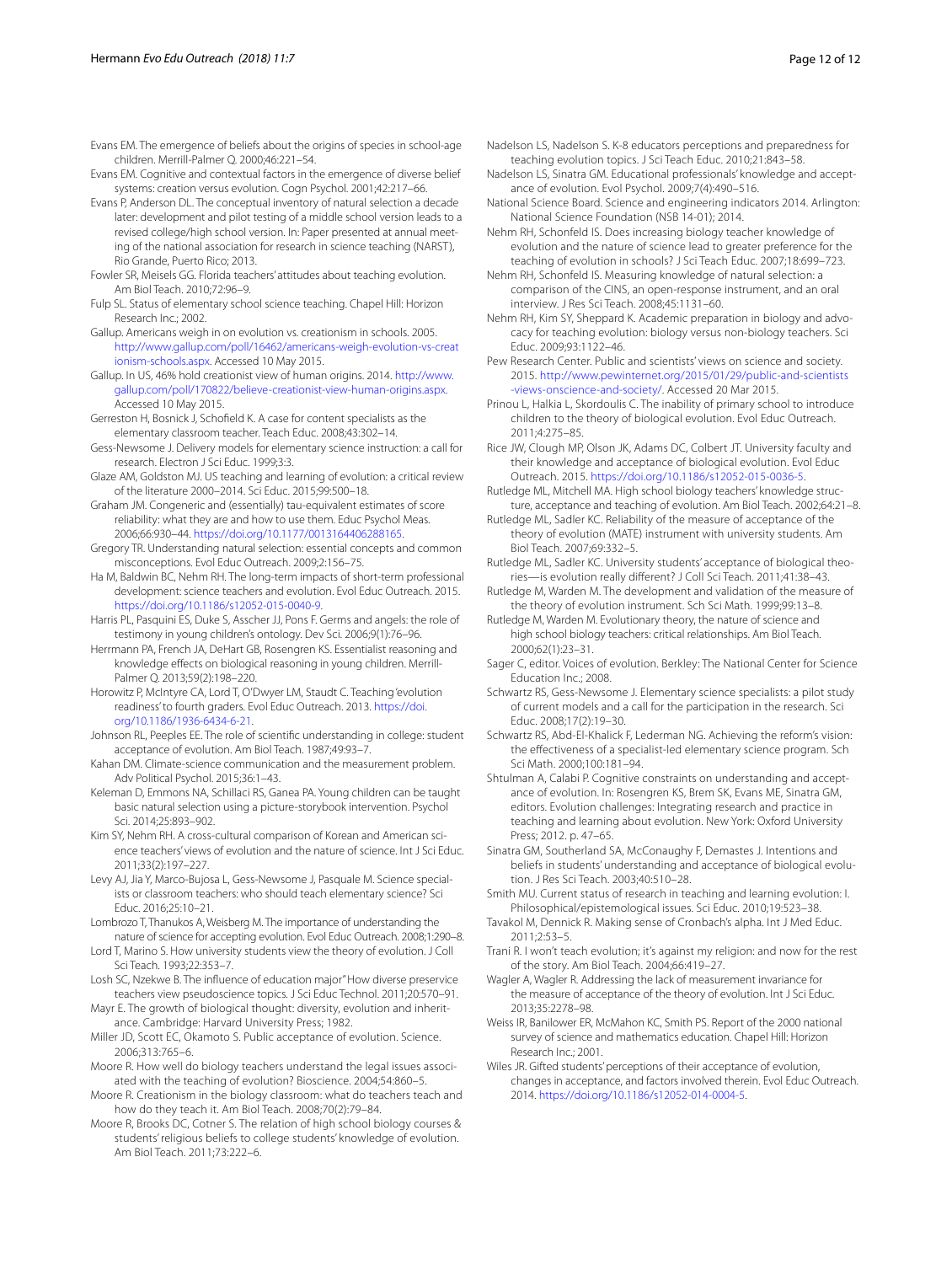Evans EM. The emergence of beliefs about the origins of species in school-age children. Merrill-Palmer Q. 2000;46:221–54.

Evans EM. Cognitive and contextual factors in the emergence of diverse belief systems: creation versus evolution. Cogn Psychol. 2001;42:217–66.

Evans P, Anderson DL. The conceptual inventory of natural selection a decade later: development and pilot testing of a middle school version leads to a revised college/high school version. In: Paper presented at annual meeting of the national association for research in science teaching (NARST), Rio Grande, Puerto Rico; 2013.

Fowler SR, Meisels GG. Florida teachers' attitudes about teaching evolution. Am Biol Teach. 2010;72:96–9.

Fulp SL. Status of elementary school science teaching. Chapel Hill: Horizon Research Inc.; 2002.

Gallup. Americans weigh in on evolution vs. creationism in schools. 2005. http://www.gallup.com/poll/16462/americans-weigh-evolution-vs-creationism-schools.aspx. Accessed 10 May 2015.

Gallup. In US, 46% hold creationist view of human origins. 2014. http://www.gallup.com/poll/170822/believe-creationist-view-human-origins.aspx. Accessed 10 May 2015.

Gerreston H, Bosnick J, Schofield K. A case for content specialists as the elementary classroom teacher. Teach Educ. 2008;43:302–14.

Gess-Newsome J. Delivery models for elementary science instruction: a call for research. Electron J Sci Educ. 1999;3:3.

Glaze AM, Goldston MJ. US teaching and learning of evolution: a critical review of the literature 2000–2014. Sci Educ. 2015;99:500–18.

Graham JM. Congeneric and (essentially) tau-equivalent estimates of score reliability: what they are and how to use them. Educ Psychol Meas. 2006;66:930–44. https://doi.org/10.1177/0013164406288165.

Gregory TR. Understanding natural selection: essential concepts and common misconceptions. Evol Educ Outreach. 2009;2:156–75.

Ha M, Baldwin BC, Nehm RH. The long-term impacts of short-term professional development: science teachers and evolution. Evol Educ Outreach. 2015. https://doi.org/10.1186/s12052-015-0040-9.

Harris PL, Pasquini ES, Duke S, Asscher JJ, Pons F. Germs and angels: the role of testimony in young children's ontology. Dev Sci. 2006;9(1):76–96.

Herrmann PA, French JA, DeHart GB, Rosengren KS. Essentialist reasoning and knowledge effects on biological reasoning in young children. Merrill-Palmer Q. 2013;59(2):198–220.

Horowitz P, McIntyre CA, Lord T, O'Dwyer LM, Staudt C. Teaching 'evolution readiness' to fourth graders. Evol Educ Outreach. 2013. https://doi.org/10.1186/1936-6434-6-21.

Johnson RL, Peeples EE. The role of scientific understanding in college: student acceptance of evolution. Am Biol Teach. 1987;49:93–7.

Kahan DM. Climate-science communication and the measurement problem. Adv Political Psychol. 2015;36:1–43.

Keleman D, Emmons NA, Schillaci RS, Ganea PA. Young children can be taught basic natural selection using a picture-storybook intervention. Psychol Sci. 2014;25:893–902.

Kim SY, Nehm RH. A cross-cultural comparison of Korean and American science teachers' views of evolution and the nature of science. Int J Sci Educ. 2011;33(2):197–227.

Levy AJ, Jia Y, Marco-Bujosa L, Gess-Newsome J, Pasquale M. Science specialists or classroom teachers: who should teach elementary science? Sci Educ. 2016;25:10–21.

Lombrozo T, Thanukos A, Weisberg M. The importance of understanding the nature of science for accepting evolution. Evol Educ Outreach. 2008;1:290–8.

Lord T, Marino S. How university students view the theory of evolution. J Coll Sci Teach. 1993;22:353–7.

Losh SC, Nzekwe B. The influence of education major" How diverse preservice teachers view pseudoscience topics. J Sci Educ Technol. 2011;20:570–91.

Mayr E. The growth of biological thought: diversity, evolution and inheritance. Cambridge: Harvard University Press; 1982.

Miller JD, Scott EC, Okamoto S. Public acceptance of evolution. Science. 2006;313:765–6.

Moore R. How well do biology teachers understand the legal issues associated with the teaching of evolution? Bioscience. 2004;54:860–5.

Moore R. Creationism in the biology classroom: what do teachers teach and how do they teach it. Am Biol Teach. 2008;70(2):79–84.

Moore R, Brooks DC, Cotner S. The relation of high school biology courses & students' religious beliefs to college students' knowledge of evolution. Am Biol Teach. 2011;73:222–6.

Nadelson LS, Nadelson S. K-8 educators perceptions and preparedness for teaching evolution topics. J Sci Teach Educ. 2010;21:843–58.

Nadelson LS, Sinatra GM. Educational professionals' knowledge and acceptance of evolution. Evol Psychol. 2009;7(4):490–516.

National Science Board. Science and engineering indicators 2014. Arlington: National Science Foundation (NSB 14-01); 2014.

Nehm RH, Schonfeld IS. Does increasing biology teacher knowledge of evolution and the nature of science lead to greater preference for the teaching of evolution in schools? J Sci Teach Educ. 2007;18:699–723.

Nehm RH, Schonfeld IS. Measuring knowledge of natural selection: a comparison of the CINS, an open-response instrument, and an oral interview. J Res Sci Teach. 2008;45:1131–60.

Nehm RH, Kim SY, Sheppard K. Academic preparation in biology and advocacy for teaching evolution: biology versus non-biology teachers. Sci Educ. 2009;93:1122–46.

Pew Research Center. Public and scientists' views on science and society. 2015. http://www.pewinternet.org/2015/01/29/public-and-scientists-views-onscience-and-society/. Accessed 20 Mar 2015.

Prinou L, Halkia L, Skordoulis C. The inability of primary school to introduce children to the theory of biological evolution. Evol Educ Outreach. 2011;4:275–85.

Rice JW, Clough MP, Olson JK, Adams DC, Colbert JT. University faculty and their knowledge and acceptance of biological evolution. Evol Educ Outreach. 2015. https://doi.org/10.1186/s12052-015-0036-5.

Rutledge ML, Mitchell MA. High school biology teachers' knowledge structure, acceptance and teaching of evolution. Am Biol Teach. 2002;64:21–8.

Rutledge ML, Sadler KC. Reliability of the measure of acceptance of the theory of evolution (MATE) instrument with university students. Am Biol Teach. 2007;69:332–5.

Rutledge ML, Sadler KC. University students' acceptance of biological theories—is evolution really different? J Coll Sci Teach. 2011;41:38–43.

Rutledge M, Warden M. The development and validation of the measure of the theory of evolution instrument. Sch Sci Math. 1999;99:13–8.

Rutledge M, Warden M. Evolutionary theory, the nature of science and high school biology teachers: critical relationships. Am Biol Teach. 2000;62(1):23–31.

Sager C, editor. Voices of evolution. Berkley: The National Center for Science Education Inc.; 2008.

Schwartz RS, Gess-Newsome J. Elementary science specialists: a pilot study of current models and a call for the participation in the research. Sci Educ. 2008;17(2):19–30.

Schwartz RS, Abd-El-Khalick F, Lederman NG. Achieving the reform's vision: the effectiveness of a specialist-led elementary science program. Sch Sci Math. 2000;100:181–94.

Shtulman A, Calabi P. Cognitive constraints on understanding and acceptance of evolution. In: Rosengren KS, Brem SK, Evans ME, Sinatra GM, editors. Evolution challenges: Integrating research and practice in teaching and learning about evolution. New York: Oxford University Press; 2012. p. 47–65.

Sinatra GM, Southerland SA, McConaughy F, Demastes J. Intentions and beliefs in students' understanding and acceptance of biological evolution. J Res Sci Teach. 2003;40:510–28.

Smith MU. Current status of research in teaching and learning evolution: I. Philosophical/epistemological issues. Sci Educ. 2010;19:523–38.

Tavakol M, Dennick R. Making sense of Cronbach's alpha. Int J Med Educ. 2011;2:53–5.

Trani R. I won't teach evolution; it's against my religion: and now for the rest of the story. Am Biol Teach. 2004;66:419–27.

Wagler A, Wagler R. Addressing the lack of measurement invariance for the measure of acceptance of the theory of evolution. Int J Sci Educ. 2013;35:2278–98.

Weiss IR, Banilower ER, McMahon KC, Smith PS. Report of the 2000 national survey of science and mathematics education. Chapel Hill: Horizon Research Inc.; 2001.

Wiles JR. Gifted students' perceptions of their acceptance of evolution, changes in acceptance, and factors involved therein. Evol Educ Outreach. 2014. https://doi.org/10.1186/s12052-014-0004-5.